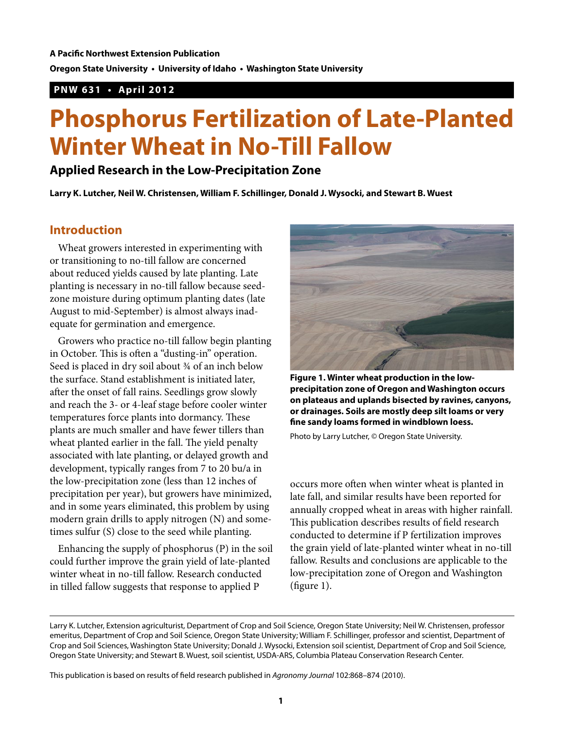**A Pacific Northwest Extension Publication**

**Oregon State University • University of Idaho • Washington State University**

**PNW 631 • April 2012**

# Phosphorus Fertilization of Late-Planted Winter Wheat in No-Till Fallow

## Applied Research in the Low-Precipitation Zone

**Larry K. Lutcher, Neil W. Christensen, William F. Schillinger, Donald J. Wysocki, and Stewart B. Wuest**

## Introduction

Wheat growers interested in experimenting with or transitioning to no-till fallow are concerned about reduced yields caused by late planting. Late planting is necessary in no-till fallow because seed-zone moisture during optimum planting dates (late August to mid-September) is almost always inadequate for germination and emergence.

Growers who practice no-till fallow begin planting in October. This is often a "dusting-in" operation. Seed is placed in dry soil about ¾ of an inch below the surface. Stand establishment is initiated later, after the onset of fall rains. Seedlings grow slowly and reach the 3- or 4-leaf stage before cooler winter temperatures force plants into dormancy. These plants are much smaller and have fewer tillers than wheat planted earlier in the fall. The yield penalty associated with late planting, or delayed growth and development, typically ranges from 7 to 20 bu/a in the low-precipitation zone (less than 12 inches of precipitation per year), but growers have minimized, and in some years eliminated, this problem by using modern grain drills to apply nitrogen (N) and sometimes sulfur (S) close to the seed while planting.

Enhancing the supply of phosphorus (P) in the soil could further improve the grain yield of late-planted winter wheat in no-till fallow. Research conducted in tilled fallow suggests that response to applied P occurs more often when winter wheat is planted in late fall, and similar results have been reported for annually cropped wheat in areas with higher rainfall. This publication describes results of field research conducted to determine if P fertilization improves the grain yield of late-planted winter wheat in no-till fallow. Results and conclusions are applicable to the low-precipitation zone of Oregon and Washington (figure 1).

**Figure 1. Winter wheat production in the low-precipitation zone of Oregon and Washington occurs on plateaus and uplands bisected by ravines, canyons, or drainages. Soils are mostly deep silt loams or very fine sandy loams formed in windblown loess.**

Photo by Larry Lutcher, © Oregon State University.

---

Larry K. Lutcher, Extension agriculturist, Department of Crop and Soil Science, Oregon State University; Neil W. Christensen, professor emeritus, Department of Crop and Soil Science, Oregon State University; William F. Schillinger, professor and scientist, Department of Crop and Soil Sciences, Washington State University; Donald J. Wysocki, Extension soil scientist, Department of Crop and Soil Science, Oregon State University; and Stewart B. Wuest, soil scientist, USDA-ARS, Columbia Plateau Conservation Research Center.

This publication is based on results of field research published in *Agronomy Journal* 102:868–874 (2010).